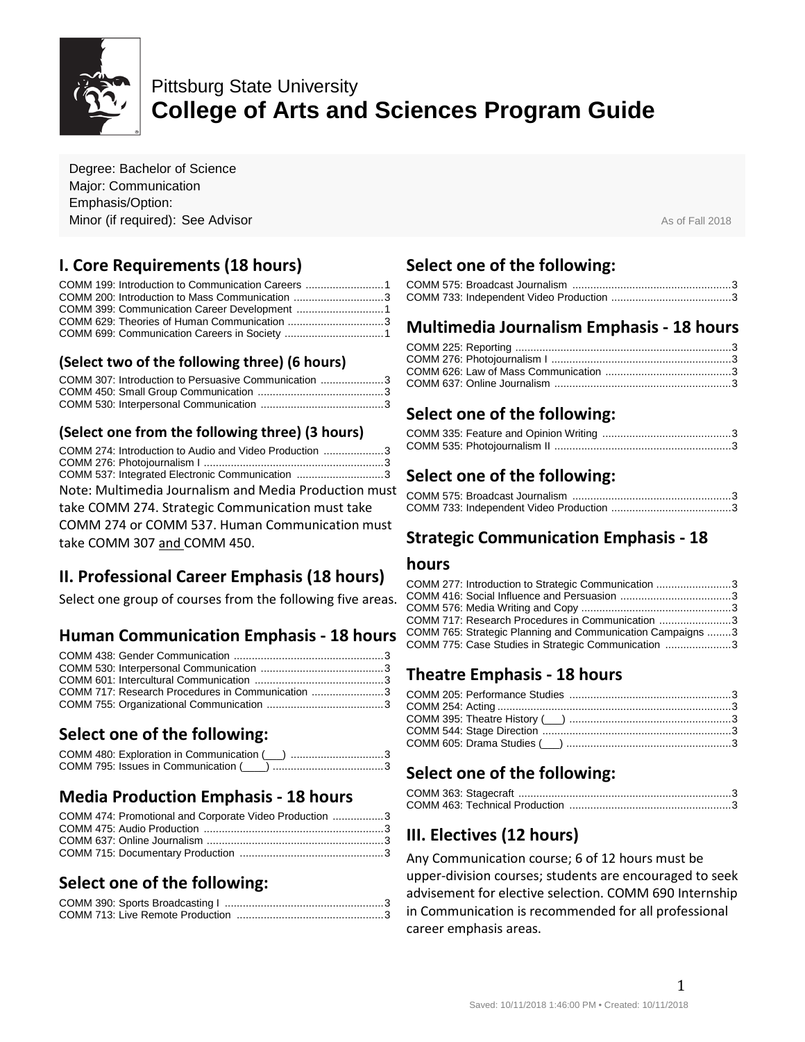Pittsburg State University

# College of Arts and Sciences Program Guide

Degree: Bachelor of Science
Major: Communication
Emphasis/Option:
Minor (if required): See Advisor

As of Fall 2018

## I. Core Requirements (18 hours)

COMM 199: Introduction to Communication Careers ..........................1
COMM 200: Introduction to Mass Communication ..............................3
COMM 399: Communication Career Development .............................1
COMM 629: Theories of Human Communication ................................3
COMM 699: Communication Careers in Society .................................1

### (Select two of the following three) (6 hours)

COMM 307: Introduction to Persuasive Communication .....................3
COMM 450: Small Group Communication ..........................................3
COMM 530: Interpersonal Communication .........................................3

### (Select one from the following three) (3 hours)

COMM 274: Introduction to Audio and Video Production ....................3
COMM 276: Photojournalism I ............................................................3
COMM 537: Integrated Electronic Communication .............................3

Note: Multimedia Journalism and Media Production must take COMM 274. Strategic Communication must take COMM 274 or COMM 537. Human Communication must take COMM 307 and COMM 450.

## II. Professional Career Emphasis (18 hours)

Select one group of courses from the following five areas.

## Human Communication Emphasis - 18 hours

COMM 438: Gender Communication ..................................................3
COMM 530: Interpersonal Communication .........................................3
COMM 601: Intercultural Communication ...........................................3
COMM 717: Research Procedures in Communication ........................3
COMM 755: Organizational Communication .......................................3

## Select one of the following:

COMM 480: Exploration in Communication (___) ...............................3
COMM 795: Issues in Communication (____) .....................................3

## Media Production Emphasis - 18 hours

COMM 474: Promotional and Corporate Video Production .................3
COMM 475: Audio Production ............................................................3
COMM 637: Online Journalism ...........................................................3
COMM 715: Documentary Production ................................................3

## Select one of the following:

COMM 390: Sports Broadcasting I .....................................................3
COMM 713: Live Remote Production .................................................3

## Select one of the following:

COMM 575: Broadcast Journalism .....................................................3
COMM 733: Independent Video Production ........................................3

## Multimedia Journalism Emphasis - 18 hours

COMM 225: Reporting .......................................................................3
COMM 276: Photojournalism I ............................................................3
COMM 626: Law of Mass Communication ..........................................3
COMM 637: Online Journalism ...........................................................3

## Select one of the following:

COMM 335: Feature and Opinion Writing ...........................................3
COMM 535: Photojournalism II ...........................................................3

## Select one of the following:

COMM 575: Broadcast Journalism .....................................................3
COMM 733: Independent Video Production ........................................3

## Strategic Communication Emphasis - 18 hours

COMM 277: Introduction to Strategic Communication .........................3
COMM 416: Social Influence and Persuasion .....................................3
COMM 576: Media Writing and Copy ..................................................3
COMM 717: Research Procedures in Communication ........................3
COMM 765: Strategic Planning and Communication Campaigns ........3
COMM 775: Case Studies in Strategic Communication ......................3

## Theatre Emphasis - 18 hours

COMM 205: Performance Studies ......................................................3
COMM 254: Acting .............................................................................3
COMM 395: Theatre History (___) ......................................................3
COMM 544: Stage Direction ...............................................................3
COMM 605: Drama Studies (___) .......................................................3

## Select one of the following:

COMM 363: Stagecraft .......................................................................3
COMM 463: Technical Production ......................................................3

## III. Electives (12 hours)

Any Communication course; 6 of 12 hours must be upper-division courses; students are encouraged to seek advisement for elective selection. COMM 690 Internship in Communication is recommended for all professional career emphasis areas.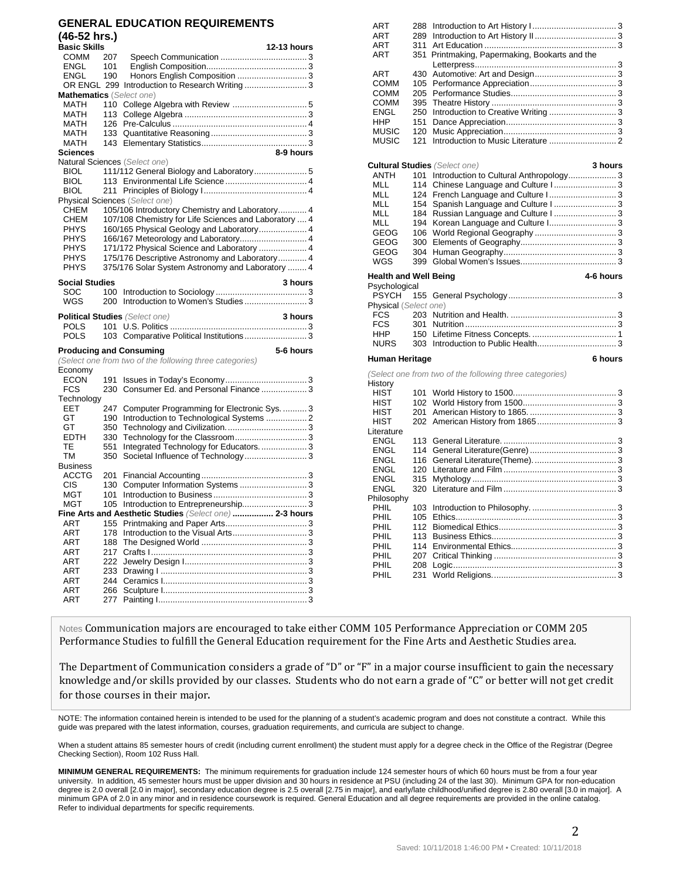# GENERAL EDUCATION REQUIREMENTS

## (46-52 hrs.)

**Basic Skills** **12-13 hours**

| | | | |
|---|---|---|---|
| COMM | 207 | Speech Communication | 3 |
| ENGL | 101 | English Composition | 3 |
| ENGL | 190 | Honors English Composition | 3 |
| OR ENGL | 299 | Introduction to Research Writing | 3 |

**Mathematics** *(Select one)*

| | | | |
|---|---|---|---|
| MATH | 110 | College Algebra with Review | 5 |
| MATH | 113 | College Algebra | 3 |
| MATH | 126 | Pre-Calculus | 4 |
| MATH | 133 | Quantitative Reasoning | 3 |
| MATH | 143 | Elementary Statistics | 3 |

**Sciences** **8-9 hours**

Natural Sciences *(Select one)*

| | | | |
|---|---|---|---|
| BIOL | 111/112 | General Biology and Laboratory | 5 |
| BIOL | 113 | Environmental Life Science | 4 |
| BIOL | 211 | Principles of Biology I | 4 |

Physical Sciences *(Select one)*

| | | | |
|---|---|---|---|
| CHEM | 105/106 | Introductory Chemistry and Laboratory | 4 |
| CHEM | 107/108 | Chemistry for Life Sciences and Laboratory | 4 |
| PHYS | 160/165 | Physical Geology and Laboratory | 4 |
| PHYS | 166/167 | Meteorology and Laboratory | 4 |
| PHYS | 171/172 | Physical Science and Laboratory | 4 |
| PHYS | 175/176 | Descriptive Astronomy and Laboratory | 4 |
| PHYS | 375/176 | Solar System Astronomy and Laboratory | 4 |

**Social Studies** **3 hours**

| | | | |
|---|---|---|---|
| SOC | 100 | Introduction to Sociology | 3 |
| WGS | 200 | Introduction to Women's Studies | 3 |

**Political Studies** *(Select one)* **3 hours**

| | | | |
|---|---|---|---|
| POLS | 101 | U.S. Politics | 3 |
| POLS | 103 | Comparative Political Institutions | 3 |

**Producing and Consuming** **5-6 hours**

*(Select one from two of the following three categories)*

Economy

| | | | |
|---|---|---|---|
| ECON | 191 | Issues in Today's Economy | 3 |
| FCS | 230 | Consumer Ed. and Personal Finance | 3 |

Technology

| | | | |
|---|---|---|---|
| EET | 247 | Computer Programming for Electronic Sys. | 3 |
| GT | 190 | Introduction to Technological Systems | 2 |
| GT | 350 | Technology and Civilization. | 3 |
| EDTH | 330 | Technology for the Classroom | 3 |
| TE | 551 | Integrated Technology for Educators. | 3 |
| TM | 350 | Societal Influence of Technology | 3 |

Business

| | | | |
|---|---|---|---|
| ACCTG | 201 | Financial Accounting | 3 |
| CIS | 130 | Computer Information Systems | 3 |
| MGT | 101 | Introduction to Business | 3 |
| MGT | 105 | Introduction to Entrepreneurship | 3 |

**Fine Arts and Aesthetic Studies** *(Select one)* **2-3 hours**

| | | | |
|---|---|---|---|
| ART | 155 | Printmaking and Paper Arts | 3 |
| ART | 178 | Introduction to the Visual Arts | 3 |
| ART | 188 | The Designed World | 3 |
| ART | 217 | Crafts I | 3 |
| ART | 222 | Jewelry Design I | 3 |
| ART | 233 | Drawing I | 3 |
| ART | 244 | Ceramics I | 3 |
| ART | 266 | Sculpture I | 3 |
| ART | 277 | Painting I | 3 |
| ART | 288 | Introduction to Art History I | 3 |
| ART | 289 | Introduction to Art History II | 3 |
| ART | 311 | Art Education | 3 |
| ART | 351 | Printmaking, Papermaking, Bookarts and the Letterpress | 3 |
| ART | 430 | Automotive: Art and Design | 3 |
| COMM | 105 | Performance Appreciation | 3 |
| COMM | 205 | Performance Studies | 3 |
| COMM | 395 | Theatre History | 3 |
| ENGL | 250 | Introduction to Creative Writing | 3 |
| HHP | 151 | Dance Appreciation | 3 |
| MUSIC | 120 | Music Appreciation | 3 |
| MUSIC | 121 | Introduction to Music Literature | 2 |

**Cultural Studies** *(Select one)* **3 hours**

| | | | |
|---|---|---|---|
| ANTH | 101 | Introduction to Cultural Anthropology | 3 |
| MLL | 114 | Chinese Language and Culture I | 3 |
| MLL | 124 | French Language and Culture I | 3 |
| MLL | 154 | Spanish Language and Culture I | 3 |
| MLL | 184 | Russian Language and Culture I | 3 |
| MLL | 194 | Korean Language and Culture I | 3 |
| GEOG | 106 | World Regional Geography | 3 |
| GEOG | 300 | Elements of Geography | 3 |
| GEOG | 304 | Human Geography | 3 |
| WGS | 399 | Global Women's Issues | 3 |

**Health and Well Being** **4-6 hours**

Psychological

| | | | |
|---|---|---|---|
| PSYCH | 155 | General Psychology | 3 |

Physical *(Select one)*

| | | | |
|---|---|---|---|
| FCS | 203 | Nutrition and Health. | 3 |
| FCS | 301 | Nutrition | 3 |
| HHP | 150 | Lifetime Fitness Concepts. | 1 |
| NURS | 303 | Introduction to Public Health | 3 |

**Human Heritage** **6 hours**

*(Select one from two of the following three categories)*

History

| | | | |
|---|---|---|---|
| HIST | 101 | World History to 1500 | 3 |
| HIST | 102 | World History from 1500 | 3 |
| HIST | 201 | American History to 1865. | 3 |
| HIST | 202 | American History from 1865 | 3 |

Literature

| | | | |
|---|---|---|---|
| ENGL | 113 | General Literature. | 3 |
| ENGL | 114 | General Literature(Genre) | 3 |
| ENGL | 116 | General Literature(Theme). | 3 |
| ENGL | 120 | Literature and Film | 3 |
| ENGL | 315 | Mythology | 3 |
| ENGL | 320 | Literature and Film | 3 |

Philosophy

| | | | |
|---|---|---|---|
| PHIL | 103 | Introduction to Philosophy. | 3 |
| PHIL | 105 | Ethics | 3 |
| PHIL | 112 | Biomedical Ethics | 3 |
| PHIL | 113 | Business Ethics | 3 |
| PHIL | 114 | Environmental Ethics | 3 |
| PHIL | 207 | Critical Thinking | 3 |
| PHIL | 208 | Logic | 3 |
| PHIL | 231 | World Religions. | 3 |

Notes Communication majors are encouraged to take either COMM 105 Performance Appreciation or COMM 205 Performance Studies to fulfill the General Education requirement for the Fine Arts and Aesthetic Studies area.

The Department of Communication considers a grade of "D" or "F" in a major course insufficient to gain the necessary knowledge and/or skills provided by our classes. Students who do not earn a grade of "C" or better will not get credit for those courses in their major.

NOTE: The information contained herein is intended to be used for the planning of a student's academic program and does not constitute a contract. While this guide was prepared with the latest information, courses, graduation requirements, and curricula are subject to change.

When a student attains 85 semester hours of credit (including current enrollment) the student must apply for a degree check in the Office of the Registrar (Degree Checking Section), Room 102 Russ Hall.

**MINIMUM GENERAL REQUIREMENTS:** The minimum requirements for graduation include 124 semester hours of which 60 hours must be from a four year university. In addition, 45 semester hours must be upper division and 30 hours in residence at PSU (including 24 of the last 30). Minimum GPA for non-education degree is 2.0 overall [2.0 in major], secondary education degree is 2.5 overall [2.75 in major], and early/late childhood/unified degree is 2.80 overall [3.0 in major]. A minimum GPA of 2.0 in any minor and in residence coursework is required. General Education and all degree requirements are provided in the online catalog. Refer to individual departments for specific requirements.

Saved: 10/11/2018 1:46:00 PM • Created: 10/11/2018